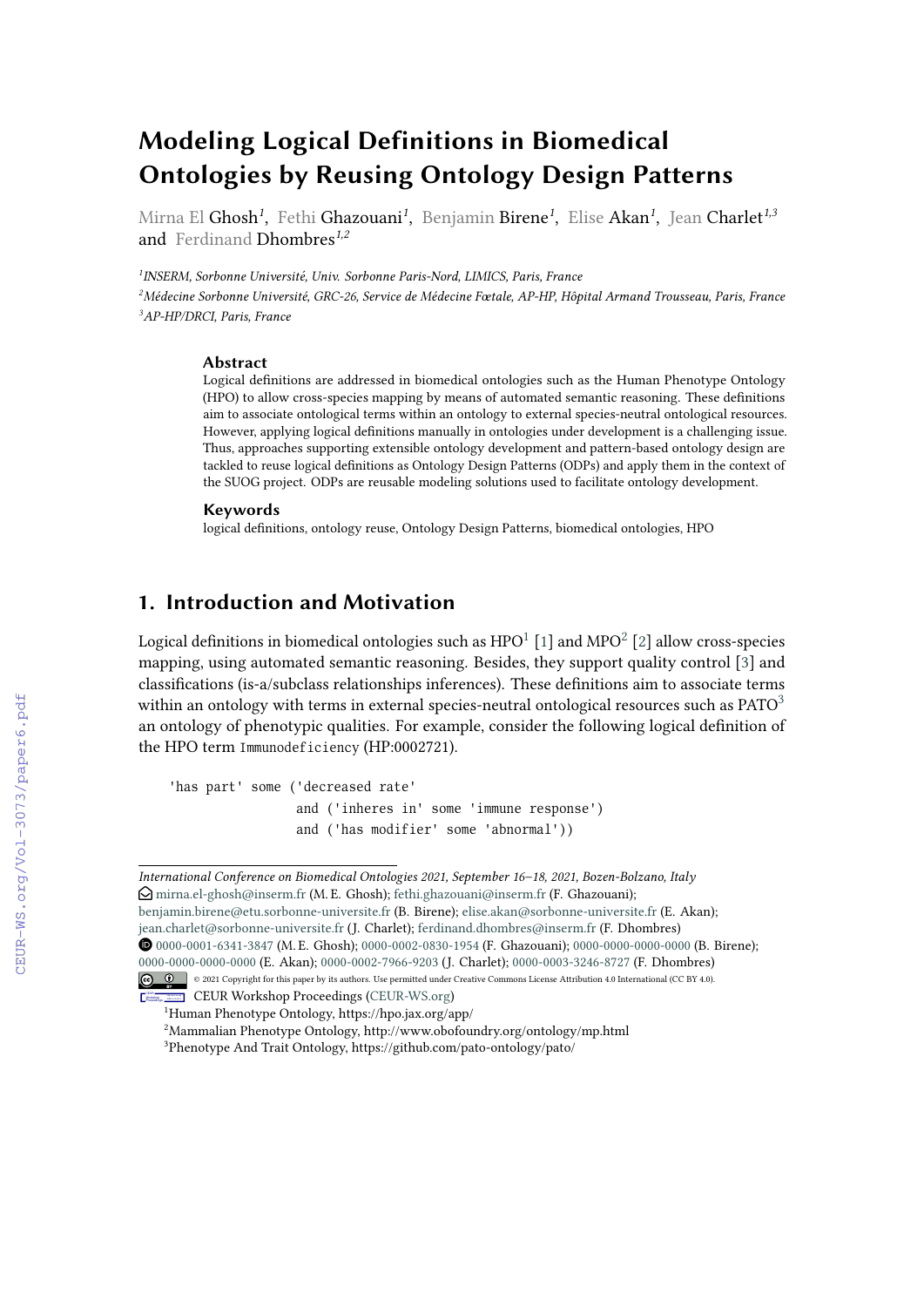# Modeling Logical Definitions in Biomedical Ontologies by Reusing Ontology Design Patterns

Mirna El Ghosh[1], Fethi Ghazouani[1], Benjamin Birene[1], Elise Akan[1], Jean Charlet[1,3] and Ferdinand Dhombres[1,2]

[1]INSERM, Sorbonne Université, Univ. Sorbonne Paris-Nord, LIMICS, Paris, France
[2]Médecine Sorbonne Université, GRC-26, Service de Médecine Fœtale, AP-HP, Hôpital Armand Trousseau, Paris, France
[3]AP-HP/DRCI, Paris, France

### Abstract

Logical definitions are addressed in biomedical ontologies such as the Human Phenotype Ontology (HPO) to allow cross-species mapping by means of automated semantic reasoning. These definitions aim to associate ontological terms within an ontology to external species-neutral ontological resources. However, applying logical definitions manually in ontologies under development is a challenging issue. Thus, approaches supporting extensible ontology development and pattern-based ontology design are tackled to reuse logical definitions as Ontology Design Patterns (ODPs) and apply them in the context of the SUOG project. ODPs are reusable modeling solutions used to facilitate ontology development.

### Keywords

logical definitions, ontology reuse, Ontology Design Patterns, biomedical ontologies, HPO

## 1. Introduction and Motivation

Logical definitions in biomedical ontologies such as HPO[1] [1] and MPO[2] [2] allow cross-species mapping, using automated semantic reasoning. Besides, they support quality control [3] and classifications (is-a/subclass relationships inferences). These definitions aim to associate terms within an ontology with terms in external species-neutral ontological resources such as PATO[3] an ontology of phenotypic qualities. For example, consider the following logical definition of the HPO term `Immunodeficiency` (HP:0002721).

```
'has part' some ('decreased rate'
                and ('inheres in' some 'immune response')
                and ('has modifier' some 'abnormal'))
```

*International Conference on Biomedical Ontologies 2021, September 16–18, 2021, Bozen-Bolzano, Italy*
mirna.el-ghosh@inserm.fr (M. E. Ghosh); fethi.ghazouani@inserm.fr (F. Ghazouani); benjamin.birene@etu.sorbonne-universite.fr (B. Birene); elise.akan@sorbonne-universite.fr (E. Akan); jean.charlet@sorbonne-universite.fr (J. Charlet); ferdinand.dhombres@inserm.fr (F. Dhombres)
0000-0001-6341-3847 (M. E. Ghosh); 0000-0002-0830-1954 (F. Ghazouani); 0000-0000-0000-0000 (B. Birene); 0000-0000-0000-0000 (E. Akan); 0000-0002-7966-9203 (J. Charlet); 0000-0003-3246-8727 (F. Dhombres)
© 2021 Copyright for this paper by its authors. Use permitted under Creative Commons License Attribution 4.0 International (CC BY 4.0).
CEUR Workshop Proceedings (CEUR-WS.org)

[1]Human Phenotype Ontology, https://hpo.jax.org/app/
[2]Mammalian Phenotype Ontology, http://www.obofoundry.org/ontology/mp.html
[3]Phenotype And Trait Ontology, https://github.com/pato-ontology/pato/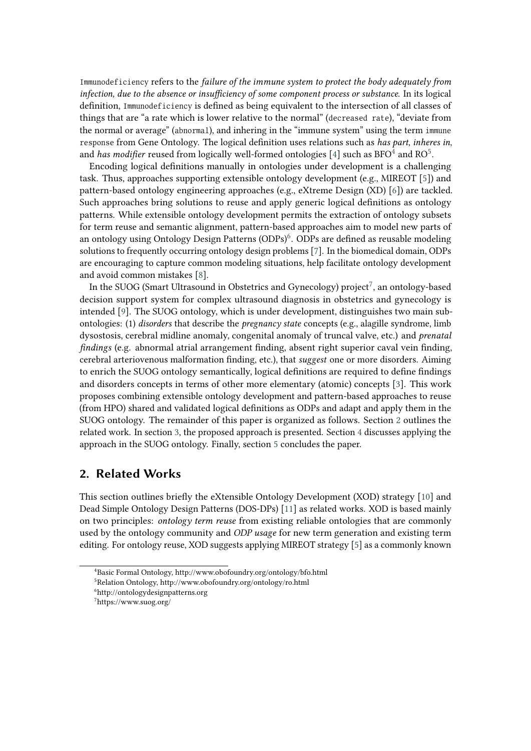`Immunodeficiency` refers to the *failure of the immune system to protect the body adequately from infection, due to the absence or insufficiency of some component process or substance*. In its logical definition, `Immunodeficiency` is defined as being equivalent to the intersection of all classes of things that are "a rate which is lower relative to the normal" (`decreased rate`), "deviate from the normal or average" (`abnormal`), and inhering in the "immune system" using the term `immune response` from Gene Ontology. The logical definition uses relations such as *has part*, *inheres in*, and *has modifier* reused from logically well-formed ontologies [4] such as BFO[4] and RO[5].

Encoding logical definitions manually in ontologies under development is a challenging task. Thus, approaches supporting extensible ontology development (e.g., MIREOT [5]) and pattern-based ontology engineering approaches (e.g., eXtreme Design (XD) [6]) are tackled. Such approaches bring solutions to reuse and apply generic logical definitions as ontology patterns. While extensible ontology development permits the extraction of ontology subsets for term reuse and semantic alignment, pattern-based approaches aim to model new parts of an ontology using Ontology Design Patterns (ODPs)[6]. ODPs are defined as reusable modeling solutions to frequently occurring ontology design problems [7]. In the biomedical domain, ODPs are encouraging to capture common modeling situations, help facilitate ontology development and avoid common mistakes [8].

In the SUOG (Smart Ultrasound in Obstetrics and Gynecology) project[7], an ontology-based decision support system for complex ultrasound diagnosis in obstetrics and gynecology is intended [9]. The SUOG ontology, which is under development, distinguishes two main sub-ontologies: (1) *disorders* that describe the *pregnancy state* concepts (e.g., alagille syndrome, limb dysostosis, cerebral midline anomaly, congenital anomaly of truncal valve, etc.) and *prenatal findings* (e.g. abnormal atrial arrangement finding, absent right superior caval vein finding, cerebral arteriovenous malformation finding, etc.), that *suggest* one or more disorders. Aiming to enrich the SUOG ontology semantically, logical definitions are required to define findings and disorders concepts in terms of other more elementary (atomic) concepts [3]. This work proposes combining extensible ontology development and pattern-based approaches to reuse (from HPO) shared and validated logical definitions as ODPs and adapt and apply them in the SUOG ontology. The remainder of this paper is organized as follows. Section 2 outlines the related work. In section 3, the proposed approach is presented. Section 4 discusses applying the approach in the SUOG ontology. Finally, section 5 concludes the paper.

## 2. Related Works

This section outlines briefly the eXtensible Ontology Development (XOD) strategy [10] and Dead Simple Ontology Design Patterns (DOS-DPs) [11] as related works. XOD is based mainly on two principles: *ontology term reuse* from existing reliable ontologies that are commonly used by the ontology community and *ODP usage* for new term generation and existing term editing. For ontology reuse, XOD suggests applying MIREOT strategy [5] as a commonly known

---

[4] Basic Formal Ontology, http://www.obofoundry.org/ontology/bfo.html

[5] Relation Ontology, http://www.obofoundry.org/ontology/ro.html

[6] http://ontologydesignpatterns.org

[7] https://www.suog.org/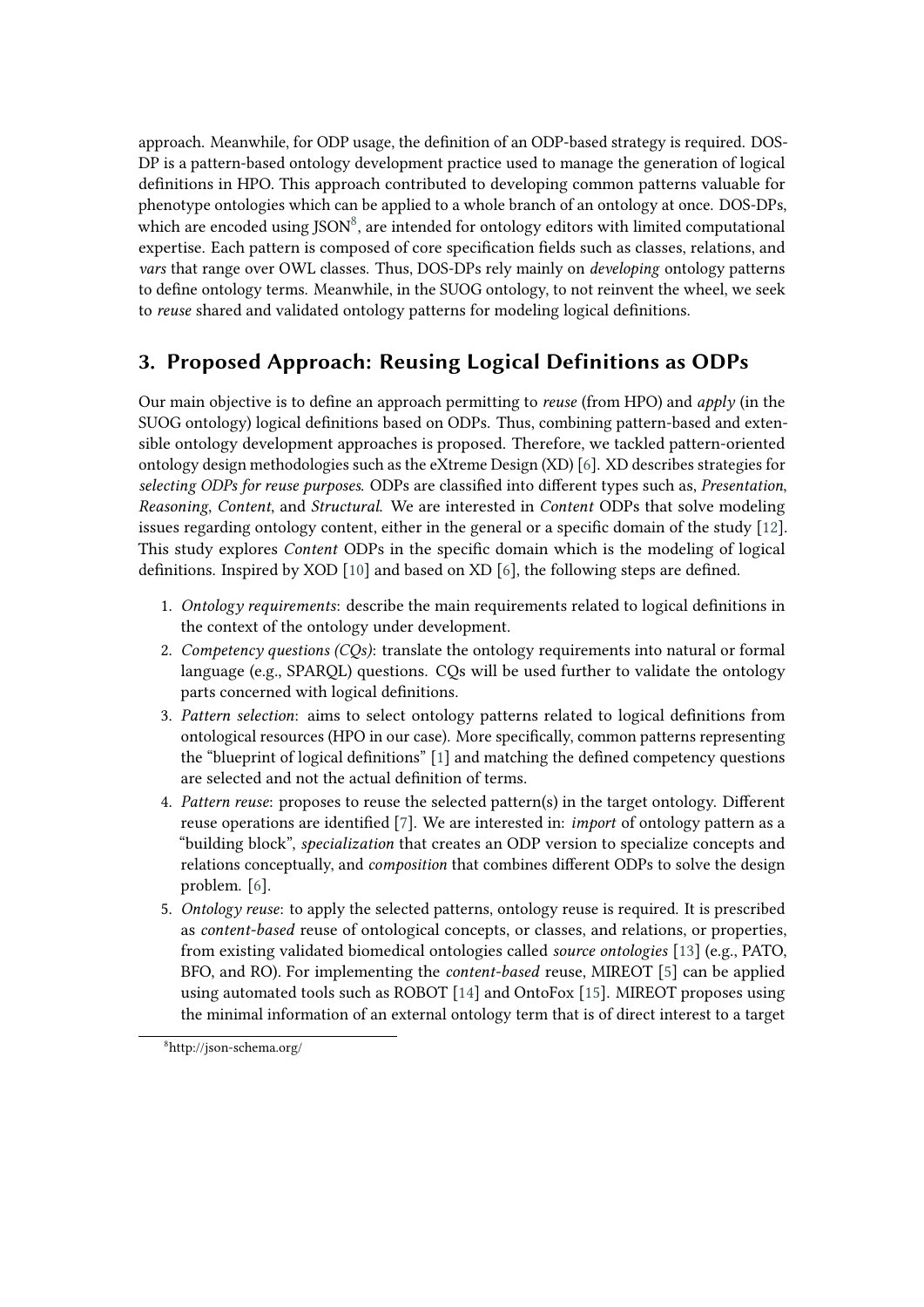approach. Meanwhile, for ODP usage, the definition of an ODP-based strategy is required. DOS-DP is a pattern-based ontology development practice used to manage the generation of logical definitions in HPO. This approach contributed to developing common patterns valuable for phenotype ontologies which can be applied to a whole branch of an ontology at once. DOS-DPs, which are encoded using JSON[8], are intended for ontology editors with limited computational expertise. Each pattern is composed of core specification fields such as classes, relations, and *vars* that range over OWL classes. Thus, DOS-DPs rely mainly on *developing* ontology patterns to define ontology terms. Meanwhile, in the SUOG ontology, to not reinvent the wheel, we seek to *reuse* shared and validated ontology patterns for modeling logical definitions.

## 3. Proposed Approach: Reusing Logical Definitions as ODPs

Our main objective is to define an approach permitting to *reuse* (from HPO) and *apply* (in the SUOG ontology) logical definitions based on ODPs. Thus, combining pattern-based and extensible ontology development approaches is proposed. Therefore, we tackled pattern-oriented ontology design methodologies such as the eXtreme Design (XD) [6]. XD describes strategies for *selecting ODPs for reuse purposes*. ODPs are classified into different types such as, *Presentation*, *Reasoning*, *Content*, and *Structural*. We are interested in *Content* ODPs that solve modeling issues regarding ontology content, either in the general or a specific domain of the study [12]. This study explores *Content* ODPs in the specific domain which is the modeling of logical definitions. Inspired by XOD [10] and based on XD [6], the following steps are defined.

1. *Ontology requirements*: describe the main requirements related to logical definitions in the context of the ontology under development.
2. *Competency questions (CQs)*: translate the ontology requirements into natural or formal language (e.g., SPARQL) questions. CQs will be used further to validate the ontology parts concerned with logical definitions.
3. *Pattern selection*: aims to select ontology patterns related to logical definitions from ontological resources (HPO in our case). More specifically, common patterns representing the "blueprint of logical definitions" [1] and matching the defined competency questions are selected and not the actual definition of terms.
4. *Pattern reuse*: proposes to reuse the selected pattern(s) in the target ontology. Different reuse operations are identified [7]. We are interested in: *import* of ontology pattern as a "building block", *specialization* that creates an ODP version to specialize concepts and relations conceptually, and *composition* that combines different ODPs to solve the design problem. [6].
5. *Ontology reuse*: to apply the selected patterns, ontology reuse is required. It is prescribed as *content-based* reuse of ontological concepts, or classes, and relations, or properties, from existing validated biomedical ontologies called *source ontologies* [13] (e.g., PATO, BFO, and RO). For implementing the *content-based* reuse, MIREOT [5] can be applied using automated tools such as ROBOT [14] and OntoFox [15]. MIREOT proposes using the minimal information of an external ontology term that is of direct interest to a target

[8] http://json-schema.org/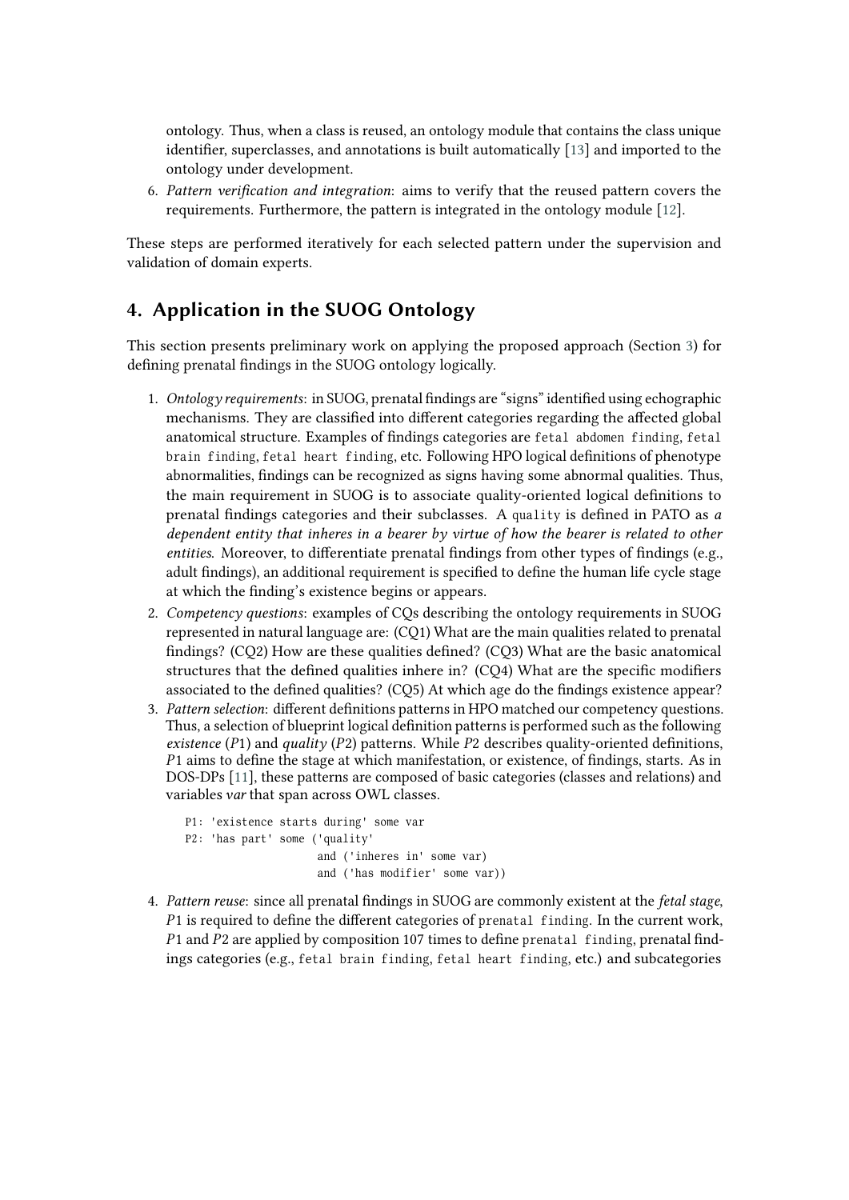ontology. Thus, when a class is reused, an ontology module that contains the class unique identifier, superclasses, and annotations is built automatically [13] and imported to the ontology under development.

6. *Pattern verification and integration*: aims to verify that the reused pattern covers the requirements. Furthermore, the pattern is integrated in the ontology module [12].

These steps are performed iteratively for each selected pattern under the supervision and validation of domain experts.

## 4. Application in the SUOG Ontology

This section presents preliminary work on applying the proposed approach (Section 3) for defining prenatal findings in the SUOG ontology logically.

1. *Ontology requirements*: in SUOG, prenatal findings are "signs" identified using echographic mechanisms. They are classified into different categories regarding the affected global anatomical structure. Examples of findings categories are `fetal abdomen finding`, `fetal brain finding`, `fetal heart finding`, etc. Following HPO logical definitions of phenotype abnormalities, findings can be recognized as signs having some abnormal qualities. Thus, the main requirement in SUOG is to associate quality-oriented logical definitions to prenatal findings categories and their subclasses. A `quality` is defined in PATO as *a dependent entity that inheres in a bearer by virtue of how the bearer is related to other entities*. Moreover, to differentiate prenatal findings from other types of findings (e.g., adult findings), an additional requirement is specified to define the human life cycle stage at which the finding's existence begins or appears.
2. *Competency questions*: examples of CQs describing the ontology requirements in SUOG represented in natural language are: (CQ1) What are the main qualities related to prenatal findings? (CQ2) How are these qualities defined? (CQ3) What are the basic anatomical structures that the defined qualities inhere in? (CQ4) What are the specific modifiers associated to the defined qualities? (CQ5) At which age do the findings existence appear?
3. *Pattern selection*: different definitions patterns in HPO matched our competency questions. Thus, a selection of blueprint logical definition patterns is performed such as the following *existence* ($P1$) and *quality* ($P2$) patterns. While $P2$ describes quality-oriented definitions, $P1$ aims to define the stage at which manifestation, or existence, of findings, starts. As in DOS-DPs [11], these patterns are composed of basic categories (classes and relations) and variables *var* that span across OWL classes.

```
P1: 'existence starts during' some var
P2: 'has part' some ('quality'
                    and ('inheres in' some var)
                    and ('has modifier' some var))
```

4. *Pattern reuse*: since all prenatal findings in SUOG are commonly existent at the *fetal stage*, $P1$ is required to define the different categories of `prenatal finding`. In the current work, $P1$ and $P2$ are applied by composition 107 times to define `prenatal finding`, prenatal findings categories (e.g., `fetal brain finding`, `fetal heart finding`, etc.) and subcategories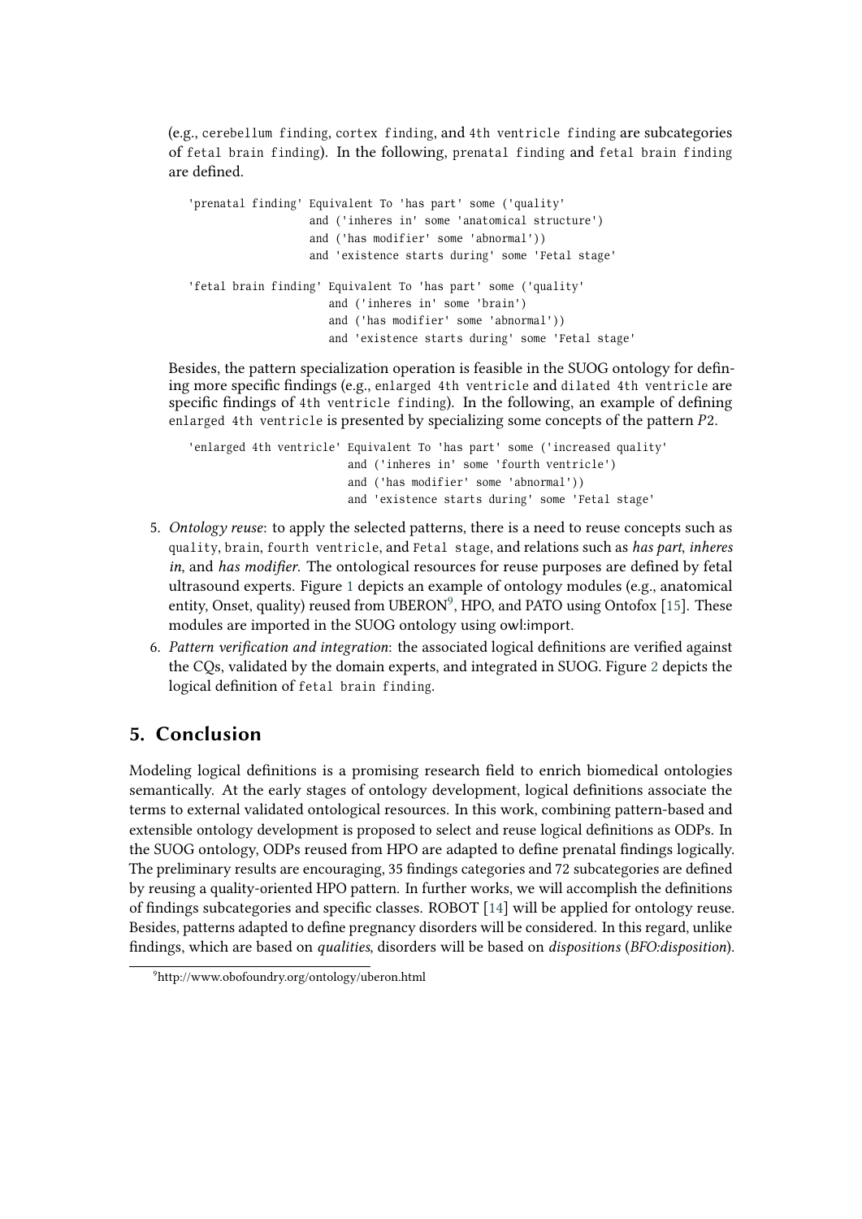(e.g., `cerebellum finding`, `cortex finding`, and `4th ventricle finding` are subcategories of `fetal brain finding`). In the following, `prenatal finding` and `fetal brain finding` are defined.

```
'prenatal finding' Equivalent To 'has part' some ('quality'
                   and ('inheres in' some 'anatomical structure')
                   and ('has modifier' some 'abnormal'))
                   and 'existence starts during' some 'Fetal stage'

'fetal brain finding' Equivalent To 'has part' some ('quality'
                      and ('inheres in' some 'brain')
                      and ('has modifier' some 'abnormal'))
                      and 'existence starts during' some 'Fetal stage'
```

Besides, the pattern specialization operation is feasible in the SUOG ontology for defining more specific findings (e.g., `enlarged 4th ventricle` and `dilated 4th ventricle` are specific findings of `4th ventricle finding`). In the following, an example of defining `enlarged 4th ventricle` is presented by specializing some concepts of the pattern $P2$.

```
'enlarged 4th ventricle' Equivalent To 'has part' some ('increased quality'
                         and ('inheres in' some 'fourth ventricle')
                         and ('has modifier' some 'abnormal'))
                         and 'existence starts during' some 'Fetal stage'
```

5. *Ontology reuse*: to apply the selected patterns, there is a need to reuse concepts such as `quality`, `brain`, `fourth ventricle`, and `Fetal stage`, and relations such as *has part*, *inheres in*, and *has modifier*. The ontological resources for reuse purposes are defined by fetal ultrasound experts. Figure 1 depicts an example of ontology modules (e.g., anatomical entity, Onset, quality) reused from UBERON[9], HPO, and PATO using Ontofox [15]. These modules are imported in the SUOG ontology using owl:import.
6. *Pattern verification and integration*: the associated logical definitions are verified against the CQs, validated by the domain experts, and integrated in SUOG. Figure 2 depicts the logical definition of `fetal brain finding`.

## 5. Conclusion

Modeling logical definitions is a promising research field to enrich biomedical ontologies semantically. At the early stages of ontology development, logical definitions associate the terms to external validated ontological resources. In this work, combining pattern-based and extensible ontology development is proposed to select and reuse logical definitions as ODPs. In the SUOG ontology, ODPs reused from HPO are adapted to define prenatal findings logically. The preliminary results are encouraging, 35 findings categories and 72 subcategories are defined by reusing a quality-oriented HPO pattern. In further works, we will accomplish the definitions of findings subcategories and specific classes. ROBOT [14] will be applied for ontology reuse. Besides, patterns adapted to define pregnancy disorders will be considered. In this regard, unlike findings, which are based on *qualities*, disorders will be based on *dispositions* (*BFO:disposition*).

[9] http://www.obofoundry.org/ontology/uberon.html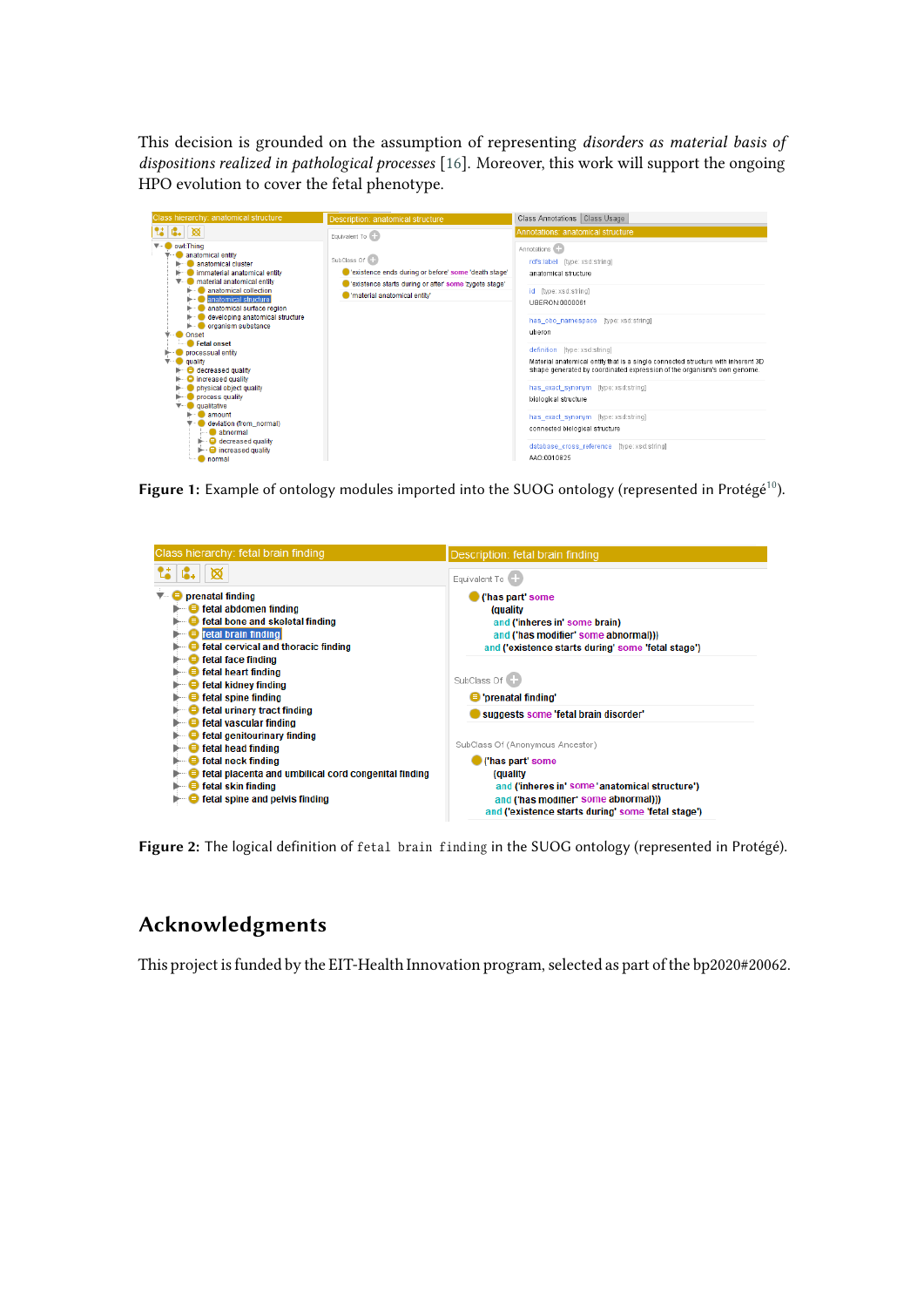This decision is grounded on the assumption of representing *disorders as material basis of dispositions realized in pathological processes* [16]. Moreover, this work will support the ongoing HPO evolution to cover the fetal phenotype.

**Figure 1:** Example of ontology modules imported into the SUOG ontology (represented in Protégé[10]).

**Figure 2:** The logical definition of `fetal brain finding` in the SUOG ontology (represented in Protégé).

## Acknowledgments

This project is funded by the EIT-Health Innovation program, selected as part of the bp2020#20062.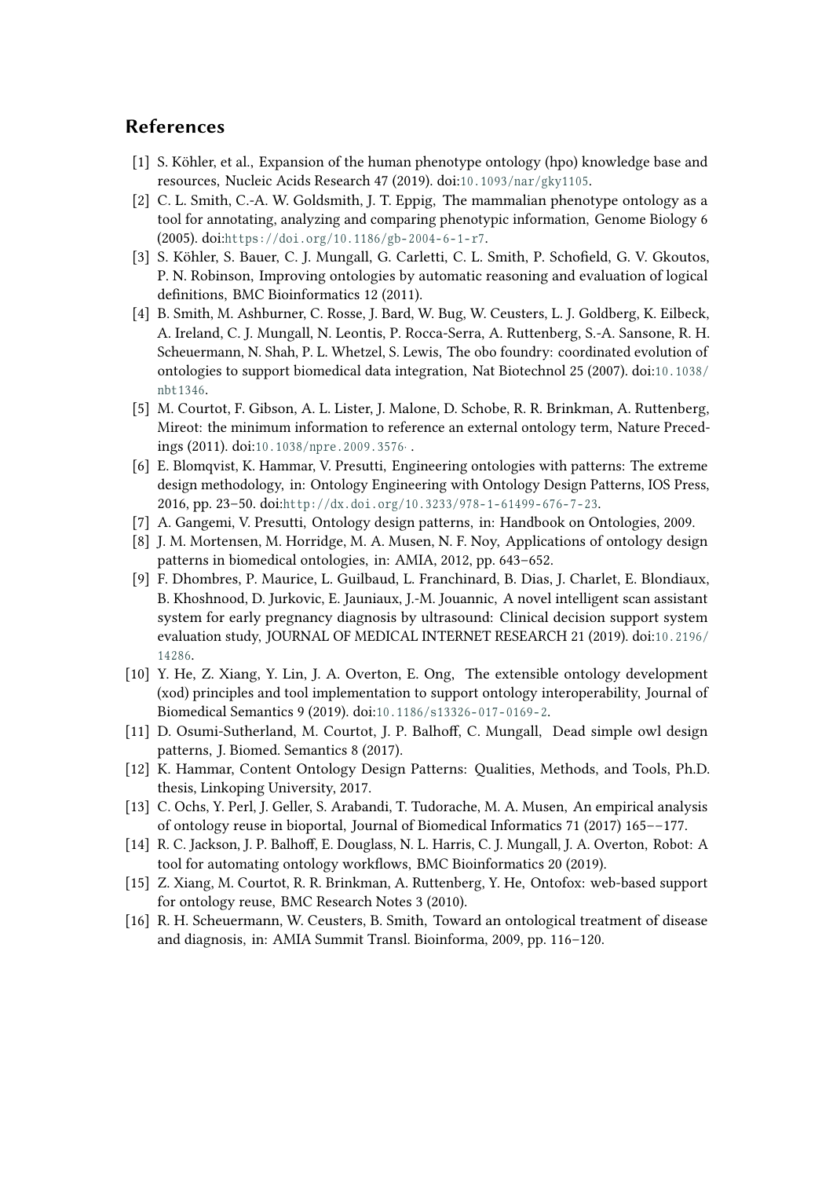## References

[1] S. Köhler, et al., Expansion of the human phenotype ontology (hpo) knowledge base and resources, Nucleic Acids Research 47 (2019). doi:10.1093/nar/gky1105.

[2] C. L. Smith, C.-A. W. Goldsmith, J. T. Eppig, The mammalian phenotype ontology as a tool for annotating, analyzing and comparing phenotypic information, Genome Biology 6 (2005). doi:https://doi.org/10.1186/gb-2004-6-1-r7.

[3] S. Köhler, S. Bauer, C. J. Mungall, G. Carletti, C. L. Smith, P. Schofield, G. V. Gkoutos, P. N. Robinson, Improving ontologies by automatic reasoning and evaluation of logical definitions, BMC Bioinformatics 12 (2011).

[4] B. Smith, M. Ashburner, C. Rosse, J. Bard, W. Bug, W. Ceusters, L. J. Goldberg, K. Eilbeck, A. Ireland, C. J. Mungall, N. Leontis, P. Rocca-Serra, A. Ruttenberg, S.-A. Sansone, R. H. Scheuermann, N. Shah, P. L. Whetzel, S. Lewis, The obo foundry: coordinated evolution of ontologies to support biomedical data integration, Nat Biotechnol 25 (2007). doi:10.1038/nbt1346.

[5] M. Courtot, F. Gibson, A. L. Lister, J. Malone, D. Schobe, R. R. Brinkman, A. Ruttenberg, Mireot: the minimum information to reference an external ontology term, Nature Precedings (2011). doi:10.1038/npre.2009.3576· .

[6] E. Blomqvist, K. Hammar, V. Presutti, Engineering ontologies with patterns: The extreme design methodology, in: Ontology Engineering with Ontology Design Patterns, IOS Press, 2016, pp. 23–50. doi:http://dx.doi.org/10.3233/978-1-61499-676-7-23.

[7] A. Gangemi, V. Presutti, Ontology design patterns, in: Handbook on Ontologies, 2009.

[8] J. M. Mortensen, M. Horridge, M. A. Musen, N. F. Noy, Applications of ontology design patterns in biomedical ontologies, in: AMIA, 2012, pp. 643–652.

[9] F. Dhombres, P. Maurice, L. Guilbaud, L. Franchinard, B. Dias, J. Charlet, E. Blondiaux, B. Khoshnood, D. Jurkovic, E. Jauniaux, J.-M. Jouannic, A novel intelligent scan assistant system for early pregnancy diagnosis by ultrasound: Clinical decision support system evaluation study, JOURNAL OF MEDICAL INTERNET RESEARCH 21 (2019). doi:10.2196/14286.

[10] Y. He, Z. Xiang, Y. Lin, J. A. Overton, E. Ong, The extensible ontology development (xod) principles and tool implementation to support ontology interoperability, Journal of Biomedical Semantics 9 (2019). doi:10.1186/s13326-017-0169-2.

[11] D. Osumi-Sutherland, M. Courtot, J. P. Balhoff, C. Mungall, Dead simple owl design patterns, J. Biomed. Semantics 8 (2017).

[12] K. Hammar, Content Ontology Design Patterns: Qualities, Methods, and Tools, Ph.D. thesis, Linkoping University, 2017.

[13] C. Ochs, Y. Perl, J. Geller, S. Arabandi, T. Tudorache, M. A. Musen, An empirical analysis of ontology reuse in bioportal, Journal of Biomedical Informatics 71 (2017) 165––177.

[14] R. C. Jackson, J. P. Balhoff, E. Douglass, N. L. Harris, C. J. Mungall, J. A. Overton, Robot: A tool for automating ontology workflows, BMC Bioinformatics 20 (2019).

[15] Z. Xiang, M. Courtot, R. R. Brinkman, A. Ruttenberg, Y. He, Ontofox: web-based support for ontology reuse, BMC Research Notes 3 (2010).

[16] R. H. Scheuermann, W. Ceusters, B. Smith, Toward an ontological treatment of disease and diagnosis, in: AMIA Summit Transl. Bioinforma, 2009, pp. 116–120.